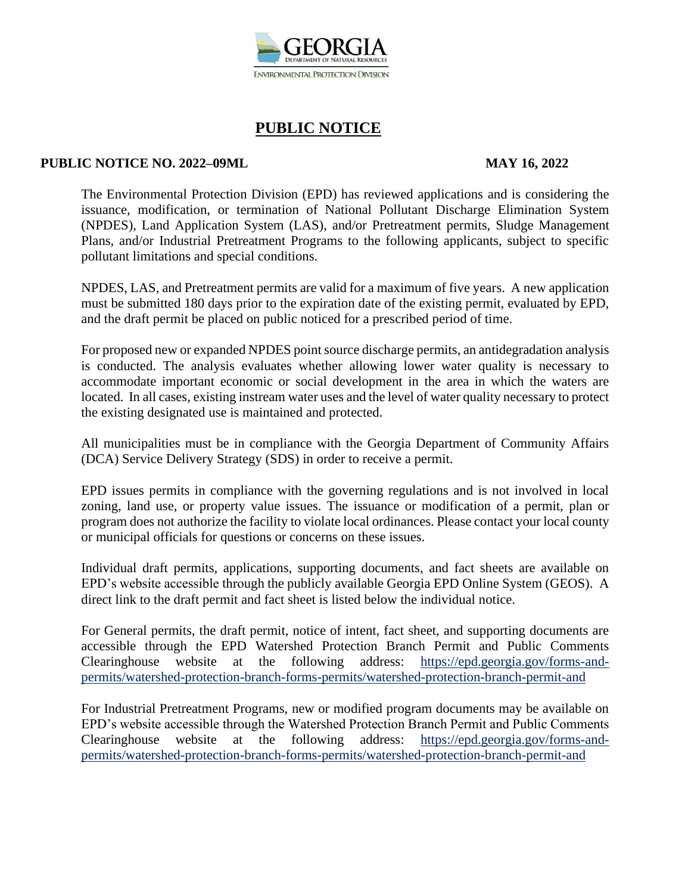GEORGIA

DEPARTMENT OF NATURAL RESOURCES

ENVIRONMENTAL PROTECTION DIVISION

# PUBLIC NOTICE

**PUBLIC NOTICE NO. 2022–09ML** **MAY 16, 2022**

The Environmental Protection Division (EPD) has reviewed applications and is considering the issuance, modification, or termination of National Pollutant Discharge Elimination System (NPDES), Land Application System (LAS), and/or Pretreatment permits, Sludge Management Plans, and/or Industrial Pretreatment Programs to the following applicants, subject to specific pollutant limitations and special conditions.

NPDES, LAS, and Pretreatment permits are valid for a maximum of five years. A new application must be submitted 180 days prior to the expiration date of the existing permit, evaluated by EPD, and the draft permit be placed on public noticed for a prescribed period of time.

For proposed new or expanded NPDES point source discharge permits, an antidegradation analysis is conducted. The analysis evaluates whether allowing lower water quality is necessary to accommodate important economic or social development in the area in which the waters are located. In all cases, existing instream water uses and the level of water quality necessary to protect the existing designated use is maintained and protected.

All municipalities must be in compliance with the Georgia Department of Community Affairs (DCA) Service Delivery Strategy (SDS) in order to receive a permit.

EPD issues permits in compliance with the governing regulations and is not involved in local zoning, land use, or property value issues. The issuance or modification of a permit, plan or program does not authorize the facility to violate local ordinances. Please contact your local county or municipal officials for questions or concerns on these issues.

Individual draft permits, applications, supporting documents, and fact sheets are available on EPD's website accessible through the publicly available Georgia EPD Online System (GEOS). A direct link to the draft permit and fact sheet is listed below the individual notice.

For General permits, the draft permit, notice of intent, fact sheet, and supporting documents are accessible through the EPD Watershed Protection Branch Permit and Public Comments Clearinghouse website at the following address: https://epd.georgia.gov/forms-and-permits/watershed-protection-branch-forms-permits/watershed-protection-branch-permit-and

For Industrial Pretreatment Programs, new or modified program documents may be available on EPD's website accessible through the Watershed Protection Branch Permit and Public Comments Clearinghouse website at the following address: https://epd.georgia.gov/forms-and-permits/watershed-protection-branch-forms-permits/watershed-protection-branch-permit-and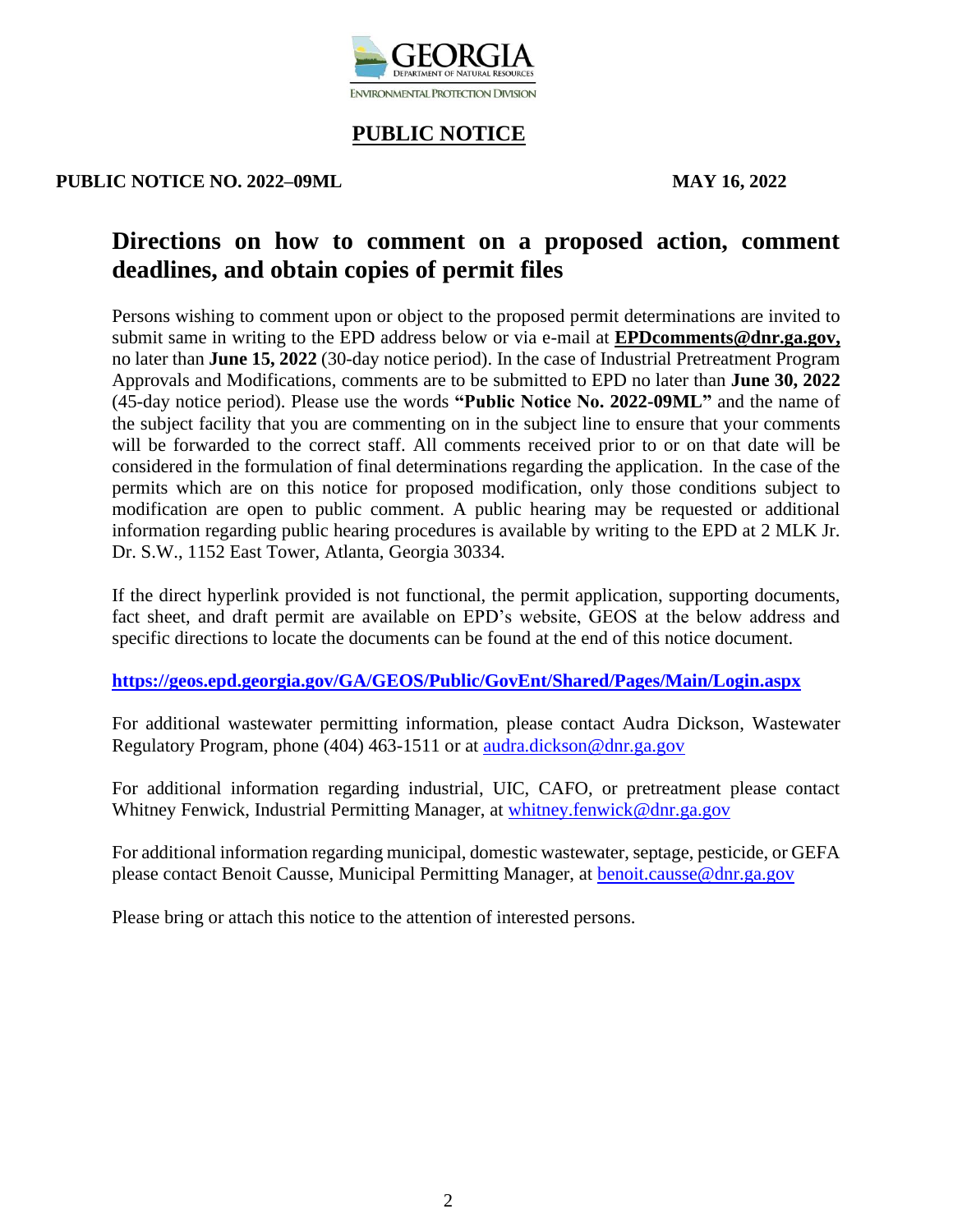GEORGIA
DEPARTMENT OF NATURAL RESOURCES
ENVIRONMENTAL PROTECTION DIVISION

# PUBLIC NOTICE

**PUBLIC NOTICE NO. 2022–09ML** **MAY 16, 2022**

## Directions on how to comment on a proposed action, comment deadlines, and obtain copies of permit files

Persons wishing to comment upon or object to the proposed permit determinations are invited to submit same in writing to the EPD address below or via e-mail at **EPDcomments@dnr.ga.gov,** no later than **June 15, 2022** (30-day notice period). In the case of Industrial Pretreatment Program Approvals and Modifications, comments are to be submitted to EPD no later than **June 30, 2022** (45-day notice period). Please use the words **"Public Notice No. 2022-09ML"** and the name of the subject facility that you are commenting on in the subject line to ensure that your comments will be forwarded to the correct staff. All comments received prior to or on that date will be considered in the formulation of final determinations regarding the application. In the case of the permits which are on this notice for proposed modification, only those conditions subject to modification are open to public comment. A public hearing may be requested or additional information regarding public hearing procedures is available by writing to the EPD at 2 MLK Jr. Dr. S.W., 1152 East Tower, Atlanta, Georgia 30334.

If the direct hyperlink provided is not functional, the permit application, supporting documents, fact sheet, and draft permit are available on EPD's website, GEOS at the below address and specific directions to locate the documents can be found at the end of this notice document.

**https://geos.epd.georgia.gov/GA/GEOS/Public/GovEnt/Shared/Pages/Main/Login.aspx**

For additional wastewater permitting information, please contact Audra Dickson, Wastewater Regulatory Program, phone (404) 463-1511 or at audra.dickson@dnr.ga.gov

For additional information regarding industrial, UIC, CAFO, or pretreatment please contact Whitney Fenwick, Industrial Permitting Manager, at whitney.fenwick@dnr.ga.gov

For additional information regarding municipal, domestic wastewater, septage, pesticide, or GEFA please contact Benoit Causse, Municipal Permitting Manager, at benoit.causse@dnr.ga.gov

Please bring or attach this notice to the attention of interested persons.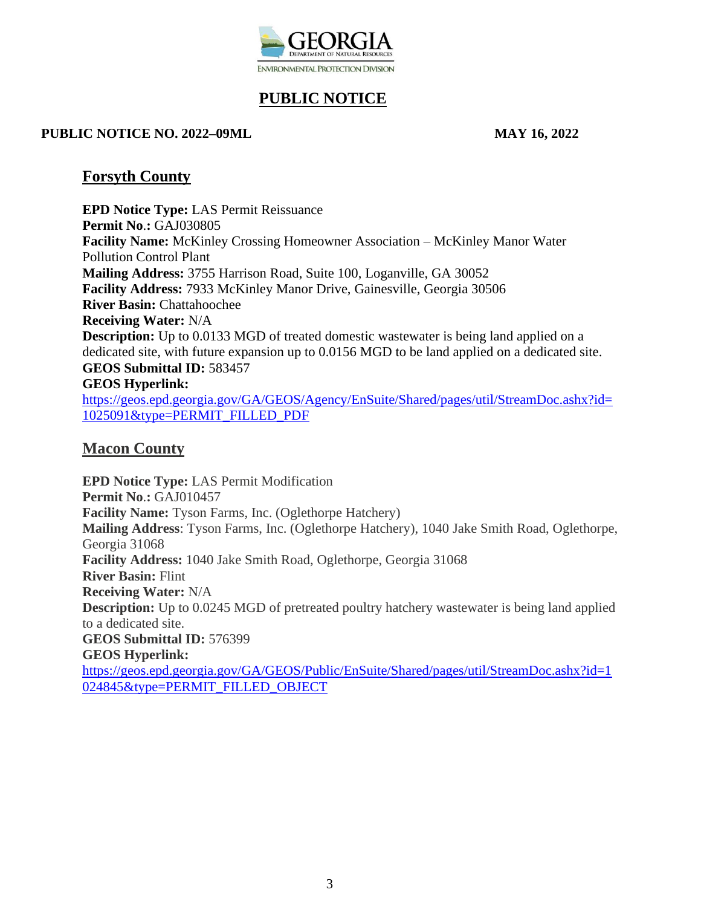GEORGIA
DEPARTMENT OF NATURAL RESOURCES
ENVIRONMENTAL PROTECTION DIVISION

# PUBLIC NOTICE

**PUBLIC NOTICE NO. 2022–09ML** **MAY 16, 2022**

## Forsyth County

**EPD Notice Type:** LAS Permit Reissuance
**Permit No.:** GAJ030805
**Facility Name:** McKinley Crossing Homeowner Association – McKinley Manor Water Pollution Control Plant
**Mailing Address:** 3755 Harrison Road, Suite 100, Loganville, GA 30052
**Facility Address:** 7933 McKinley Manor Drive, Gainesville, Georgia 30506
**River Basin:** Chattahoochee
**Receiving Water:** N/A
**Description:** Up to 0.0133 MGD of treated domestic wastewater is being land applied on a dedicated site, with future expansion up to 0.0156 MGD to be land applied on a dedicated site.
**GEOS Submittal ID:** 583457
**GEOS Hyperlink:**
https://geos.epd.georgia.gov/GA/GEOS/Agency/EnSuite/Shared/pages/util/StreamDoc.ashx?id=1025091&type=PERMIT_FILLED_PDF

## Macon County

**EPD Notice Type:** LAS Permit Modification
**Permit No.:** GAJ010457
**Facility Name:** Tyson Farms, Inc. (Oglethorpe Hatchery)
**Mailing Address**: Tyson Farms, Inc. (Oglethorpe Hatchery), 1040 Jake Smith Road, Oglethorpe, Georgia 31068
**Facility Address:** 1040 Jake Smith Road, Oglethorpe, Georgia 31068
**River Basin:** Flint
**Receiving Water:** N/A
**Description:** Up to 0.0245 MGD of pretreated poultry hatchery wastewater is being land applied to a dedicated site.
**GEOS Submittal ID:** 576399
**GEOS Hyperlink:**
https://geos.epd.georgia.gov/GA/GEOS/Public/EnSuite/Shared/pages/util/StreamDoc.ashx?id=1024845&type=PERMIT_FILLED_OBJECT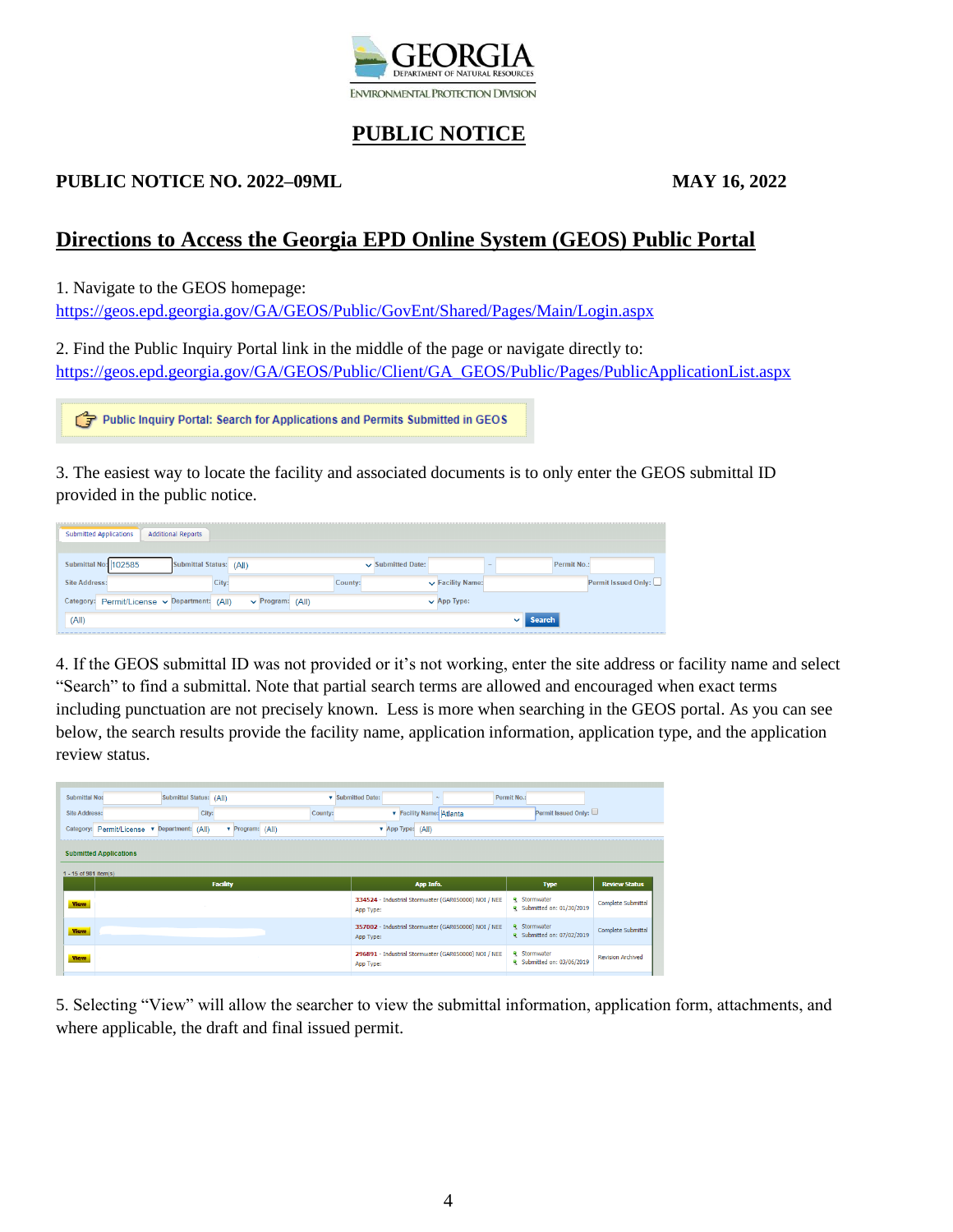![Georgia Department of Natural Resources, Environmental Protection Division logo]

# PUBLIC NOTICE

**PUBLIC NOTICE NO. 2022–09ML** **MAY 16, 2022**

## Directions to Access the Georgia EPD Online System (GEOS) Public Portal

1. Navigate to the GEOS homepage:
https://geos.epd.georgia.gov/GA/GEOS/Public/GovEnt/Shared/Pages/Main/Login.aspx

2. Find the Public Inquiry Portal link in the middle of the page or navigate directly to:
https://geos.epd.georgia.gov/GA/GEOS/Public/Client/GA_GEOS/Public/Pages/PublicApplicationList.aspx

Public Inquiry Portal: Search for Applications and Permits Submitted in GEOS

3. The easiest way to locate the facility and associated documents is to only enter the GEOS submittal ID provided in the public notice.

Submitted Applications | Additional Reports

Submittal No: 102585 | Submittal Status: (All) | Submitted Date: | Permit No.:

Site Address: | City: | County: | Facility Name: | Permit Issued Only:

Category: Permit/License | Department: (All) | Program: (All) | App Type: (All)

Search

4. If the GEOS submittal ID was not provided or it's not working, enter the site address or facility name and select "Search" to find a submittal. Note that partial search terms are allowed and encouraged when exact terms including punctuation are not precisely known. Less is more when searching in the GEOS portal. As you can see below, the search results provide the facility name, application information, application type, and the application review status.

Submittal No: | Submittal Status: (All) | Submitted Date: | Permit No.:

Site Address: | City: | County: | Facility Name: Atlanta | Permit Issued Only:

Category: Permit/License | Department: (All) | Program: (All) | App Type: (All)

Submitted Applications

1 - 15 of 981 item(s)

| | Facility | App Info. | Type | Review Status |
|---|---|---|---|---|
| View | | 334524 - Industrial Stormwater (GAR050000) NOI / NEE<br>App Type: | Stormwater<br>Submitted on: 01/30/2019 | Complete Submittal |
| View | | 357002 - Industrial Stormwater (GAR050000) NOI / NEE<br>App Type: | Stormwater<br>Submitted on: 07/02/2019 | Complete Submittal |
| View | | 296891 - Industrial Stormwater (GAR050000) NOI / NEE<br>App Type: | Stormwater<br>Submitted on: 03/06/2019 | Revision Archived |

5. Selecting "View" will allow the searcher to view the submittal information, application form, attachments, and where applicable, the draft and final issued permit.